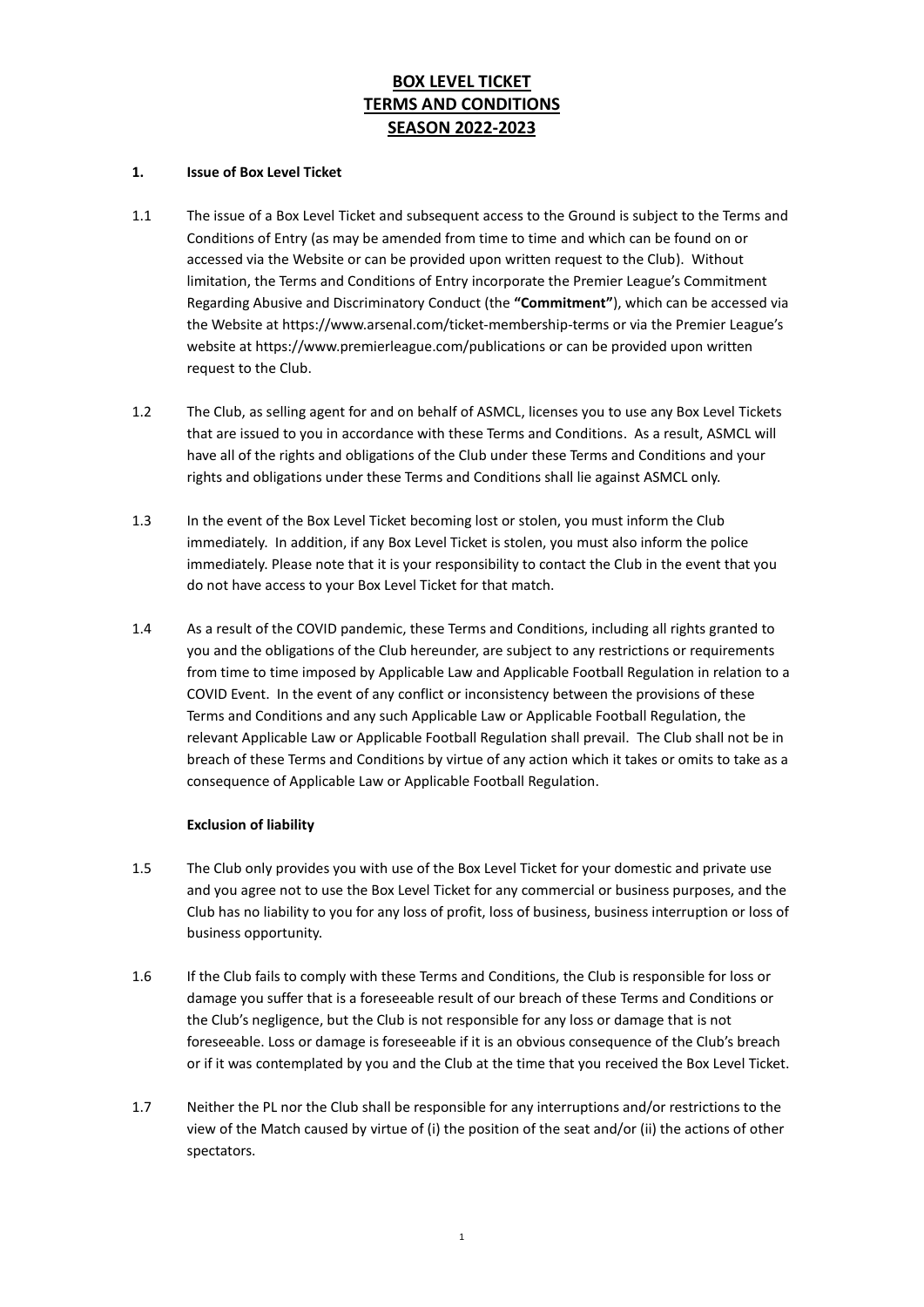# BOX LEVEL TICKET
# TERMS AND CONDITIONS
# SEASON 2022-2023

## 1. Issue of Box Level Ticket

1.1 The issue of a Box Level Ticket and subsequent access to the Ground is subject to the Terms and Conditions of Entry (as may be amended from time to time and which can be found on or accessed via the Website or can be provided upon written request to the Club). Without limitation, the Terms and Conditions of Entry incorporate the Premier League's Commitment Regarding Abusive and Discriminatory Conduct (the **"Commitment"**), which can be accessed via the Website at https://www.arsenal.com/ticket-membership-terms or via the Premier League's website at https://www.premierleague.com/publications or can be provided upon written request to the Club.

1.2 The Club, as selling agent for and on behalf of ASMCL, licenses you to use any Box Level Tickets that are issued to you in accordance with these Terms and Conditions. As a result, ASMCL will have all of the rights and obligations of the Club under these Terms and Conditions and your rights and obligations under these Terms and Conditions shall lie against ASMCL only.

1.3 In the event of the Box Level Ticket becoming lost or stolen, you must inform the Club immediately. In addition, if any Box Level Ticket is stolen, you must also inform the police immediately. Please note that it is your responsibility to contact the Club in the event that you do not have access to your Box Level Ticket for that match.

1.4 As a result of the COVID pandemic, these Terms and Conditions, including all rights granted to you and the obligations of the Club hereunder, are subject to any restrictions or requirements from time to time imposed by Applicable Law and Applicable Football Regulation in relation to a COVID Event. In the event of any conflict or inconsistency between the provisions of these Terms and Conditions and any such Applicable Law or Applicable Football Regulation, the relevant Applicable Law or Applicable Football Regulation shall prevail. The Club shall not be in breach of these Terms and Conditions by virtue of any action which it takes or omits to take as a consequence of Applicable Law or Applicable Football Regulation.

**Exclusion of liability**

1.5 The Club only provides you with use of the Box Level Ticket for your domestic and private use and you agree not to use the Box Level Ticket for any commercial or business purposes, and the Club has no liability to you for any loss of profit, loss of business, business interruption or loss of business opportunity.

1.6 If the Club fails to comply with these Terms and Conditions, the Club is responsible for loss or damage you suffer that is a foreseeable result of our breach of these Terms and Conditions or the Club's negligence, but the Club is not responsible for any loss or damage that is not foreseeable. Loss or damage is foreseeable if it is an obvious consequence of the Club's breach or if it was contemplated by you and the Club at the time that you received the Box Level Ticket.

1.7 Neither the PL nor the Club shall be responsible for any interruptions and/or restrictions to the view of the Match caused by virtue of (i) the position of the seat and/or (ii) the actions of other spectators.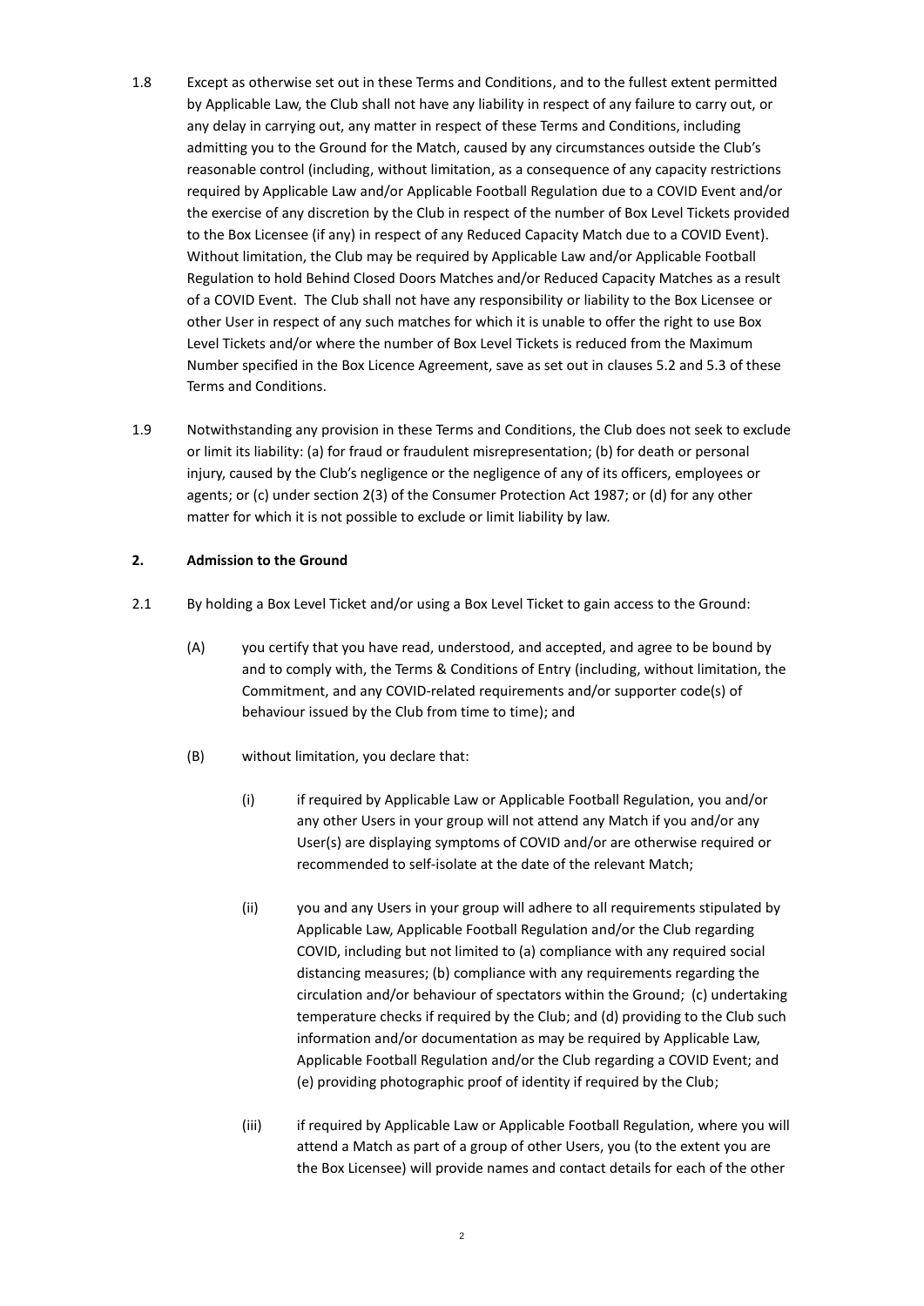1.8 Except as otherwise set out in these Terms and Conditions, and to the fullest extent permitted by Applicable Law, the Club shall not have any liability in respect of any failure to carry out, or any delay in carrying out, any matter in respect of these Terms and Conditions, including admitting you to the Ground for the Match, caused by any circumstances outside the Club's reasonable control (including, without limitation, as a consequence of any capacity restrictions required by Applicable Law and/or Applicable Football Regulation due to a COVID Event and/or the exercise of any discretion by the Club in respect of the number of Box Level Tickets provided to the Box Licensee (if any) in respect of any Reduced Capacity Match due to a COVID Event). Without limitation, the Club may be required by Applicable Law and/or Applicable Football Regulation to hold Behind Closed Doors Matches and/or Reduced Capacity Matches as a result of a COVID Event. The Club shall not have any responsibility or liability to the Box Licensee or other User in respect of any such matches for which it is unable to offer the right to use Box Level Tickets and/or where the number of Box Level Tickets is reduced from the Maximum Number specified in the Box Licence Agreement, save as set out in clauses 5.2 and 5.3 of these Terms and Conditions.

1.9 Notwithstanding any provision in these Terms and Conditions, the Club does not seek to exclude or limit its liability: (a) for fraud or fraudulent misrepresentation; (b) for death or personal injury, caused by the Club's negligence or the negligence of any of its officers, employees or agents; or (c) under section 2(3) of the Consumer Protection Act 1987; or (d) for any other matter for which it is not possible to exclude or limit liability by law.

**2. Admission to the Ground**

2.1 By holding a Box Level Ticket and/or using a Box Level Ticket to gain access to the Ground:

(A) you certify that you have read, understood, and accepted, and agree to be bound by and to comply with, the Terms & Conditions of Entry (including, without limitation, the Commitment, and any COVID-related requirements and/or supporter code(s) of behaviour issued by the Club from time to time); and

(B) without limitation, you declare that:

(i) if required by Applicable Law or Applicable Football Regulation, you and/or any other Users in your group will not attend any Match if you and/or any User(s) are displaying symptoms of COVID and/or are otherwise required or recommended to self-isolate at the date of the relevant Match;

(ii) you and any Users in your group will adhere to all requirements stipulated by Applicable Law, Applicable Football Regulation and/or the Club regarding COVID, including but not limited to (a) compliance with any required social distancing measures; (b) compliance with any requirements regarding the circulation and/or behaviour of spectators within the Ground; (c) undertaking temperature checks if required by the Club; and (d) providing to the Club such information and/or documentation as may be required by Applicable Law, Applicable Football Regulation and/or the Club regarding a COVID Event; and (e) providing photographic proof of identity if required by the Club;

(iii) if required by Applicable Law or Applicable Football Regulation, where you will attend a Match as part of a group of other Users, you (to the extent you are the Box Licensee) will provide names and contact details for each of the other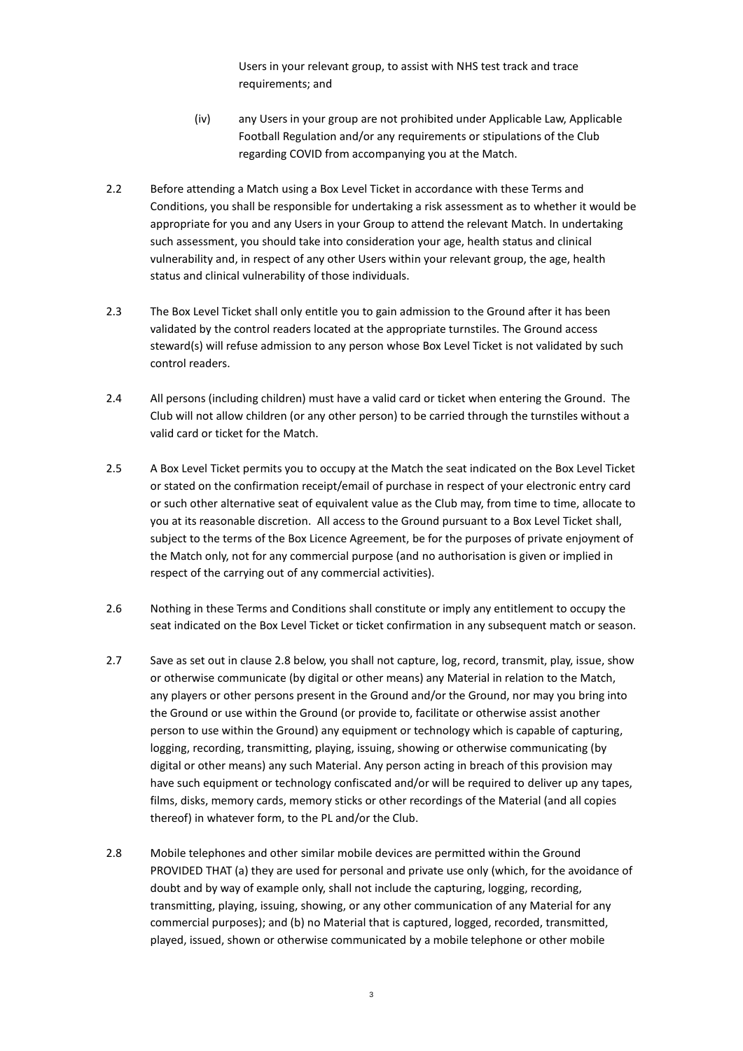Users in your relevant group, to assist with NHS test track and trace requirements; and

(iv) any Users in your group are not prohibited under Applicable Law, Applicable Football Regulation and/or any requirements or stipulations of the Club regarding COVID from accompanying you at the Match.

2.2 Before attending a Match using a Box Level Ticket in accordance with these Terms and Conditions, you shall be responsible for undertaking a risk assessment as to whether it would be appropriate for you and any Users in your Group to attend the relevant Match. In undertaking such assessment, you should take into consideration your age, health status and clinical vulnerability and, in respect of any other Users within your relevant group, the age, health status and clinical vulnerability of those individuals.

2.3 The Box Level Ticket shall only entitle you to gain admission to the Ground after it has been validated by the control readers located at the appropriate turnstiles. The Ground access steward(s) will refuse admission to any person whose Box Level Ticket is not validated by such control readers.

2.4 All persons (including children) must have a valid card or ticket when entering the Ground. The Club will not allow children (or any other person) to be carried through the turnstiles without a valid card or ticket for the Match.

2.5 A Box Level Ticket permits you to occupy at the Match the seat indicated on the Box Level Ticket or stated on the confirmation receipt/email of purchase in respect of your electronic entry card or such other alternative seat of equivalent value as the Club may, from time to time, allocate to you at its reasonable discretion. All access to the Ground pursuant to a Box Level Ticket shall, subject to the terms of the Box Licence Agreement, be for the purposes of private enjoyment of the Match only, not for any commercial purpose (and no authorisation is given or implied in respect of the carrying out of any commercial activities).

2.6 Nothing in these Terms and Conditions shall constitute or imply any entitlement to occupy the seat indicated on the Box Level Ticket or ticket confirmation in any subsequent match or season.

2.7 Save as set out in clause 2.8 below, you shall not capture, log, record, transmit, play, issue, show or otherwise communicate (by digital or other means) any Material in relation to the Match, any players or other persons present in the Ground and/or the Ground, nor may you bring into the Ground or use within the Ground (or provide to, facilitate or otherwise assist another person to use within the Ground) any equipment or technology which is capable of capturing, logging, recording, transmitting, playing, issuing, showing or otherwise communicating (by digital or other means) any such Material. Any person acting in breach of this provision may have such equipment or technology confiscated and/or will be required to deliver up any tapes, films, disks, memory cards, memory sticks or other recordings of the Material (and all copies thereof) in whatever form, to the PL and/or the Club.

2.8 Mobile telephones and other similar mobile devices are permitted within the Ground PROVIDED THAT (a) they are used for personal and private use only (which, for the avoidance of doubt and by way of example only, shall not include the capturing, logging, recording, transmitting, playing, issuing, showing, or any other communication of any Material for any commercial purposes); and (b) no Material that is captured, logged, recorded, transmitted, played, issued, shown or otherwise communicated by a mobile telephone or other mobile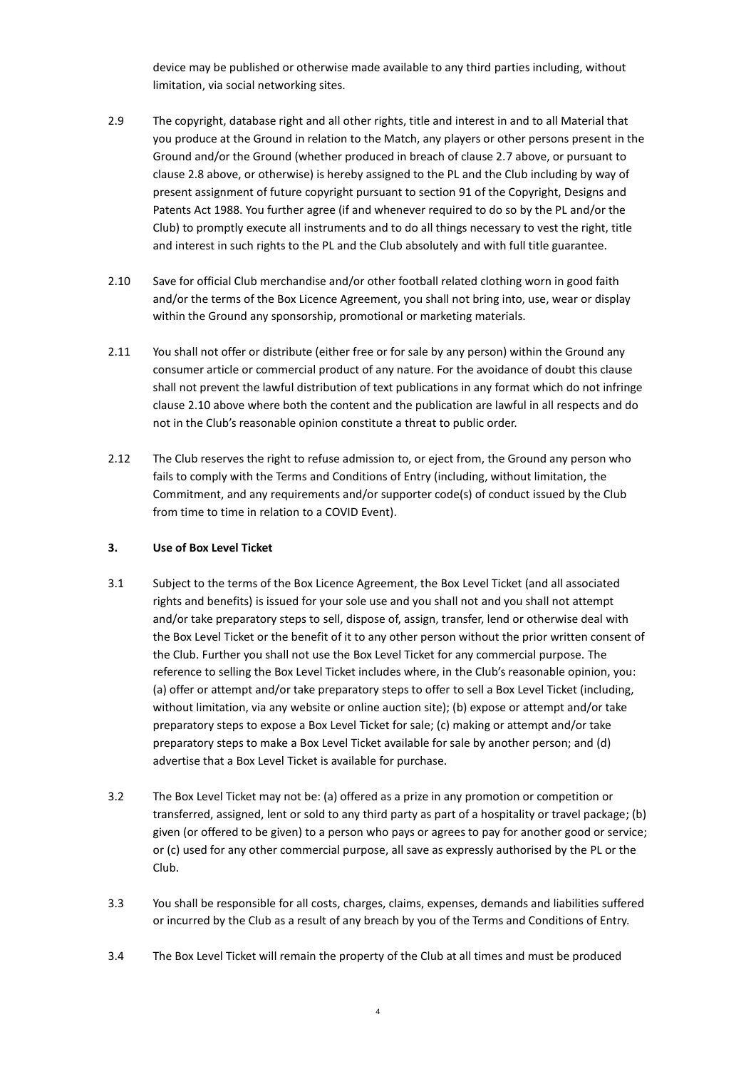device may be published or otherwise made available to any third parties including, without limitation, via social networking sites.

2.9 The copyright, database right and all other rights, title and interest in and to all Material that you produce at the Ground in relation to the Match, any players or other persons present in the Ground and/or the Ground (whether produced in breach of clause 2.7 above, or pursuant to clause 2.8 above, or otherwise) is hereby assigned to the PL and the Club including by way of present assignment of future copyright pursuant to section 91 of the Copyright, Designs and Patents Act 1988. You further agree (if and whenever required to do so by the PL and/or the Club) to promptly execute all instruments and to do all things necessary to vest the right, title and interest in such rights to the PL and the Club absolutely and with full title guarantee.

2.10 Save for official Club merchandise and/or other football related clothing worn in good faith and/or the terms of the Box Licence Agreement, you shall not bring into, use, wear or display within the Ground any sponsorship, promotional or marketing materials.

2.11 You shall not offer or distribute (either free or for sale by any person) within the Ground any consumer article or commercial product of any nature. For the avoidance of doubt this clause shall not prevent the lawful distribution of text publications in any format which do not infringe clause 2.10 above where both the content and the publication are lawful in all respects and do not in the Club's reasonable opinion constitute a threat to public order.

2.12 The Club reserves the right to refuse admission to, or eject from, the Ground any person who fails to comply with the Terms and Conditions of Entry (including, without limitation, the Commitment, and any requirements and/or supporter code(s) of conduct issued by the Club from time to time in relation to a COVID Event).

## 3. Use of Box Level Ticket

3.1 Subject to the terms of the Box Licence Agreement, the Box Level Ticket (and all associated rights and benefits) is issued for your sole use and you shall not and you shall not attempt and/or take preparatory steps to sell, dispose of, assign, transfer, lend or otherwise deal with the Box Level Ticket or the benefit of it to any other person without the prior written consent of the Club. Further you shall not use the Box Level Ticket for any commercial purpose. The reference to selling the Box Level Ticket includes where, in the Club's reasonable opinion, you: (a) offer or attempt and/or take preparatory steps to offer to sell a Box Level Ticket (including, without limitation, via any website or online auction site); (b) expose or attempt and/or take preparatory steps to expose a Box Level Ticket for sale; (c) making or attempt and/or take preparatory steps to make a Box Level Ticket available for sale by another person; and (d) advertise that a Box Level Ticket is available for purchase.

3.2 The Box Level Ticket may not be: (a) offered as a prize in any promotion or competition or transferred, assigned, lent or sold to any third party as part of a hospitality or travel package; (b) given (or offered to be given) to a person who pays or agrees to pay for another good or service; or (c) used for any other commercial purpose, all save as expressly authorised by the PL or the Club.

3.3 You shall be responsible for all costs, charges, claims, expenses, demands and liabilities suffered or incurred by the Club as a result of any breach by you of the Terms and Conditions of Entry.

3.4 The Box Level Ticket will remain the property of the Club at all times and must be produced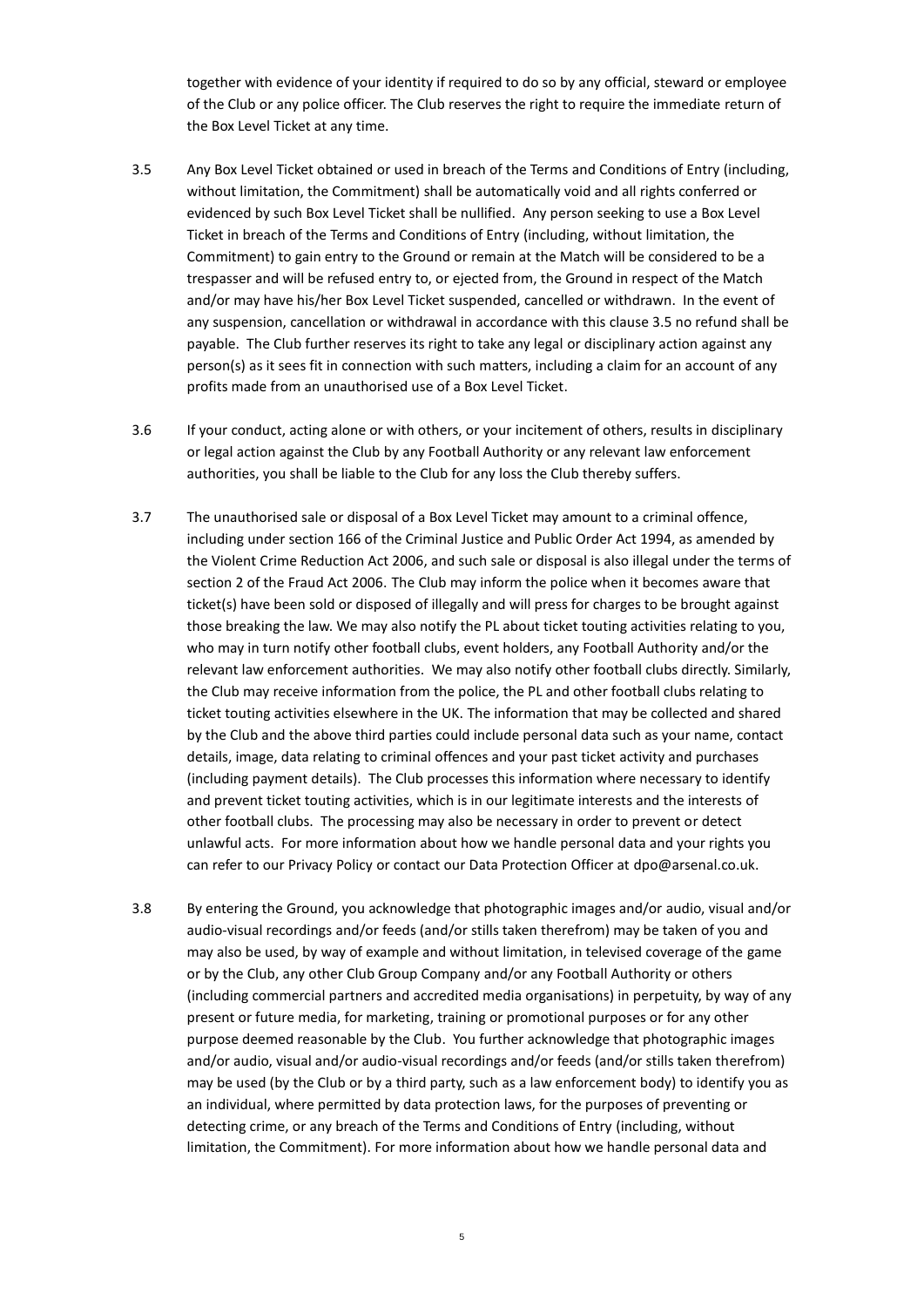together with evidence of your identity if required to do so by any official, steward or employee of the Club or any police officer. The Club reserves the right to require the immediate return of the Box Level Ticket at any time.

3.5 Any Box Level Ticket obtained or used in breach of the Terms and Conditions of Entry (including, without limitation, the Commitment) shall be automatically void and all rights conferred or evidenced by such Box Level Ticket shall be nullified. Any person seeking to use a Box Level Ticket in breach of the Terms and Conditions of Entry (including, without limitation, the Commitment) to gain entry to the Ground or remain at the Match will be considered to be a trespasser and will be refused entry to, or ejected from, the Ground in respect of the Match and/or may have his/her Box Level Ticket suspended, cancelled or withdrawn. In the event of any suspension, cancellation or withdrawal in accordance with this clause 3.5 no refund shall be payable. The Club further reserves its right to take any legal or disciplinary action against any person(s) as it sees fit in connection with such matters, including a claim for an account of any profits made from an unauthorised use of a Box Level Ticket.

3.6 If your conduct, acting alone or with others, or your incitement of others, results in disciplinary or legal action against the Club by any Football Authority or any relevant law enforcement authorities, you shall be liable to the Club for any loss the Club thereby suffers.

3.7 The unauthorised sale or disposal of a Box Level Ticket may amount to a criminal offence, including under section 166 of the Criminal Justice and Public Order Act 1994, as amended by the Violent Crime Reduction Act 2006, and such sale or disposal is also illegal under the terms of section 2 of the Fraud Act 2006. The Club may inform the police when it becomes aware that ticket(s) have been sold or disposed of illegally and will press for charges to be brought against those breaking the law. We may also notify the PL about ticket touting activities relating to you, who may in turn notify other football clubs, event holders, any Football Authority and/or the relevant law enforcement authorities. We may also notify other football clubs directly. Similarly, the Club may receive information from the police, the PL and other football clubs relating to ticket touting activities elsewhere in the UK. The information that may be collected and shared by the Club and the above third parties could include personal data such as your name, contact details, image, data relating to criminal offences and your past ticket activity and purchases (including payment details). The Club processes this information where necessary to identify and prevent ticket touting activities, which is in our legitimate interests and the interests of other football clubs. The processing may also be necessary in order to prevent or detect unlawful acts. For more information about how we handle personal data and your rights you can refer to our Privacy Policy or contact our Data Protection Officer at dpo@arsenal.co.uk.

3.8 By entering the Ground, you acknowledge that photographic images and/or audio, visual and/or audio-visual recordings and/or feeds (and/or stills taken therefrom) may be taken of you and may also be used, by way of example and without limitation, in televised coverage of the game or by the Club, any other Club Group Company and/or any Football Authority or others (including commercial partners and accredited media organisations) in perpetuity, by way of any present or future media, for marketing, training or promotional purposes or for any other purpose deemed reasonable by the Club. You further acknowledge that photographic images and/or audio, visual and/or audio-visual recordings and/or feeds (and/or stills taken therefrom) may be used (by the Club or by a third party, such as a law enforcement body) to identify you as an individual, where permitted by data protection laws, for the purposes of preventing or detecting crime, or any breach of the Terms and Conditions of Entry (including, without limitation, the Commitment). For more information about how we handle personal data and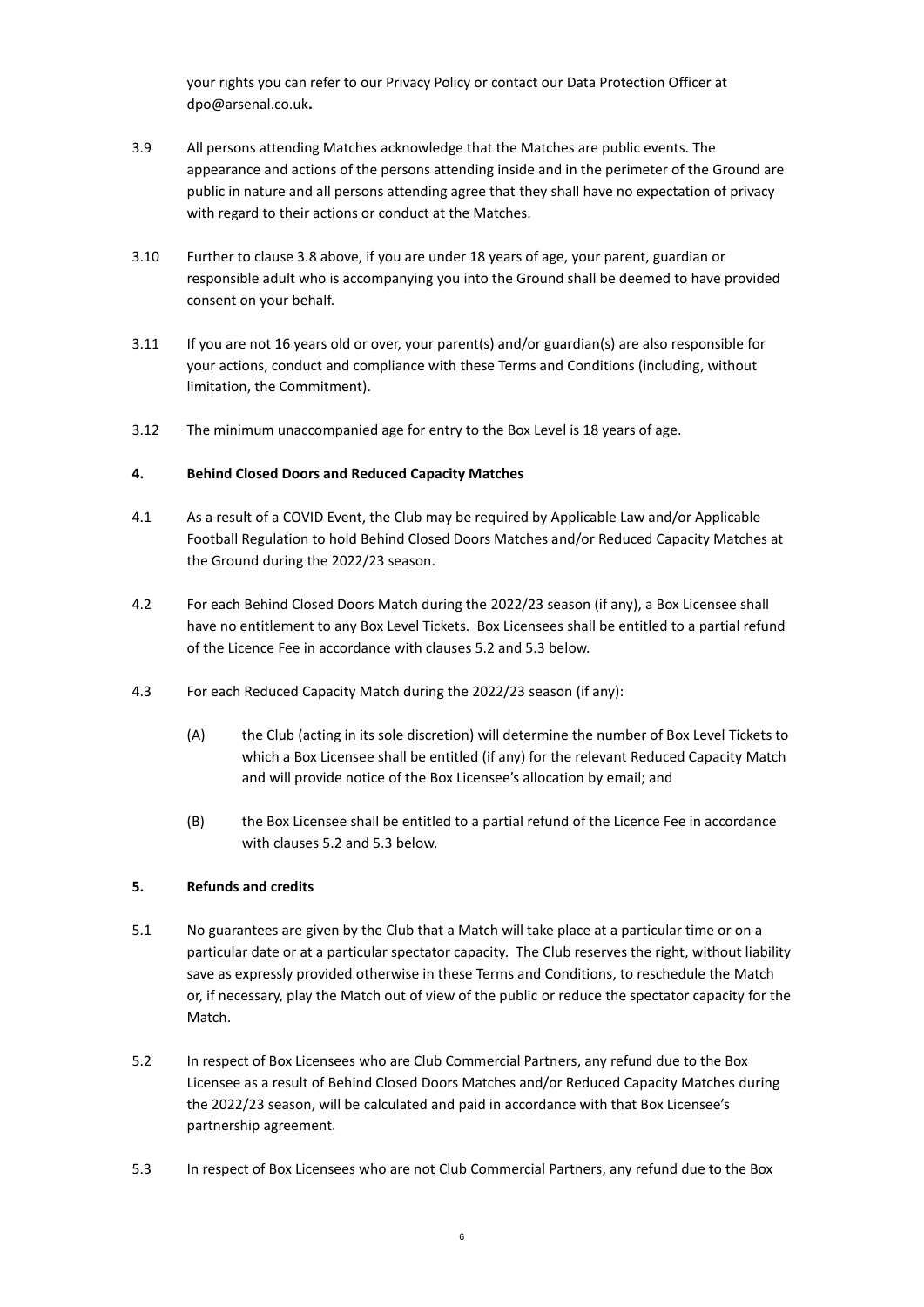your rights you can refer to our Privacy Policy or contact our Data Protection Officer at dpo@arsenal.co.uk**.**

3.9 All persons attending Matches acknowledge that the Matches are public events. The appearance and actions of the persons attending inside and in the perimeter of the Ground are public in nature and all persons attending agree that they shall have no expectation of privacy with regard to their actions or conduct at the Matches.

3.10 Further to clause 3.8 above, if you are under 18 years of age, your parent, guardian or responsible adult who is accompanying you into the Ground shall be deemed to have provided consent on your behalf.

3.11 If you are not 16 years old or over, your parent(s) and/or guardian(s) are also responsible for your actions, conduct and compliance with these Terms and Conditions (including, without limitation, the Commitment).

3.12 The minimum unaccompanied age for entry to the Box Level is 18 years of age.

**4. Behind Closed Doors and Reduced Capacity Matches**

4.1 As a result of a COVID Event, the Club may be required by Applicable Law and/or Applicable Football Regulation to hold Behind Closed Doors Matches and/or Reduced Capacity Matches at the Ground during the 2022/23 season.

4.2 For each Behind Closed Doors Match during the 2022/23 season (if any), a Box Licensee shall have no entitlement to any Box Level Tickets. Box Licensees shall be entitled to a partial refund of the Licence Fee in accordance with clauses 5.2 and 5.3 below.

4.3 For each Reduced Capacity Match during the 2022/23 season (if any):

(A) the Club (acting in its sole discretion) will determine the number of Box Level Tickets to which a Box Licensee shall be entitled (if any) for the relevant Reduced Capacity Match and will provide notice of the Box Licensee's allocation by email; and

(B) the Box Licensee shall be entitled to a partial refund of the Licence Fee in accordance with clauses 5.2 and 5.3 below.

**5. Refunds and credits**

5.1 No guarantees are given by the Club that a Match will take place at a particular time or on a particular date or at a particular spectator capacity. The Club reserves the right, without liability save as expressly provided otherwise in these Terms and Conditions, to reschedule the Match or, if necessary, play the Match out of view of the public or reduce the spectator capacity for the Match.

5.2 In respect of Box Licensees who are Club Commercial Partners, any refund due to the Box Licensee as a result of Behind Closed Doors Matches and/or Reduced Capacity Matches during the 2022/23 season, will be calculated and paid in accordance with that Box Licensee's partnership agreement.

5.3 In respect of Box Licensees who are not Club Commercial Partners, any refund due to the Box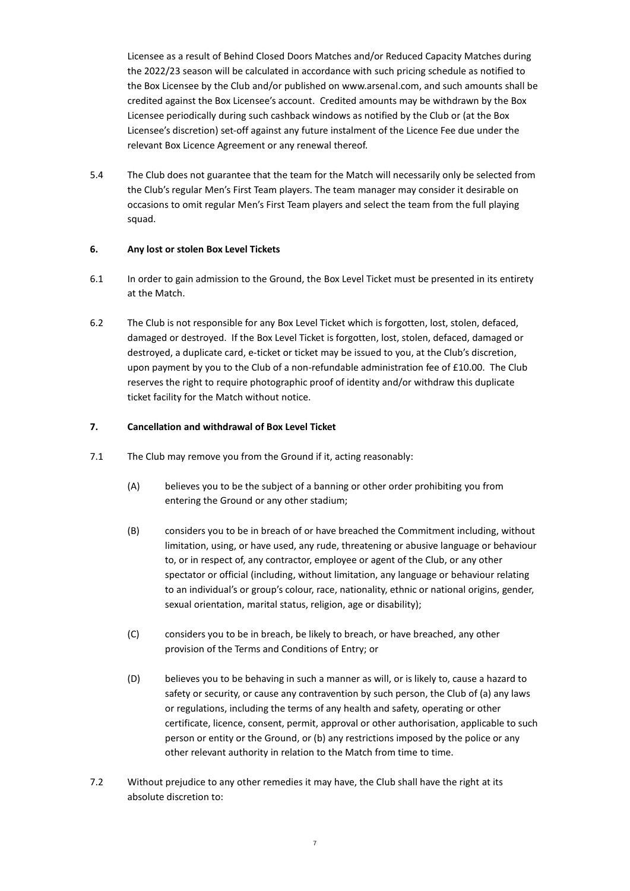Licensee as a result of Behind Closed Doors Matches and/or Reduced Capacity Matches during the 2022/23 season will be calculated in accordance with such pricing schedule as notified to the Box Licensee by the Club and/or published on www.arsenal.com, and such amounts shall be credited against the Box Licensee's account. Credited amounts may be withdrawn by the Box Licensee periodically during such cashback windows as notified by the Club or (at the Box Licensee's discretion) set-off against any future instalment of the Licence Fee due under the relevant Box Licence Agreement or any renewal thereof.

5.4 The Club does not guarantee that the team for the Match will necessarily only be selected from the Club's regular Men's First Team players. The team manager may consider it desirable on occasions to omit regular Men's First Team players and select the team from the full playing squad.

**6. Any lost or stolen Box Level Tickets**

6.1 In order to gain admission to the Ground, the Box Level Ticket must be presented in its entirety at the Match.

6.2 The Club is not responsible for any Box Level Ticket which is forgotten, lost, stolen, defaced, damaged or destroyed. If the Box Level Ticket is forgotten, lost, stolen, defaced, damaged or destroyed, a duplicate card, e-ticket or ticket may be issued to you, at the Club's discretion, upon payment by you to the Club of a non-refundable administration fee of £10.00. The Club reserves the right to require photographic proof of identity and/or withdraw this duplicate ticket facility for the Match without notice.

**7. Cancellation and withdrawal of Box Level Ticket**

7.1 The Club may remove you from the Ground if it, acting reasonably:

(A) believes you to be the subject of a banning or other order prohibiting you from entering the Ground or any other stadium;

(B) considers you to be in breach of or have breached the Commitment including, without limitation, using, or have used, any rude, threatening or abusive language or behaviour to, or in respect of, any contractor, employee or agent of the Club, or any other spectator or official (including, without limitation, any language or behaviour relating to an individual's or group's colour, race, nationality, ethnic or national origins, gender, sexual orientation, marital status, religion, age or disability);

(C) considers you to be in breach, be likely to breach, or have breached, any other provision of the Terms and Conditions of Entry; or

(D) believes you to be behaving in such a manner as will, or is likely to, cause a hazard to safety or security, or cause any contravention by such person, the Club of (a) any laws or regulations, including the terms of any health and safety, operating or other certificate, licence, consent, permit, approval or other authorisation, applicable to such person or entity or the Ground, or (b) any restrictions imposed by the police or any other relevant authority in relation to the Match from time to time.

7.2 Without prejudice to any other remedies it may have, the Club shall have the right at its absolute discretion to: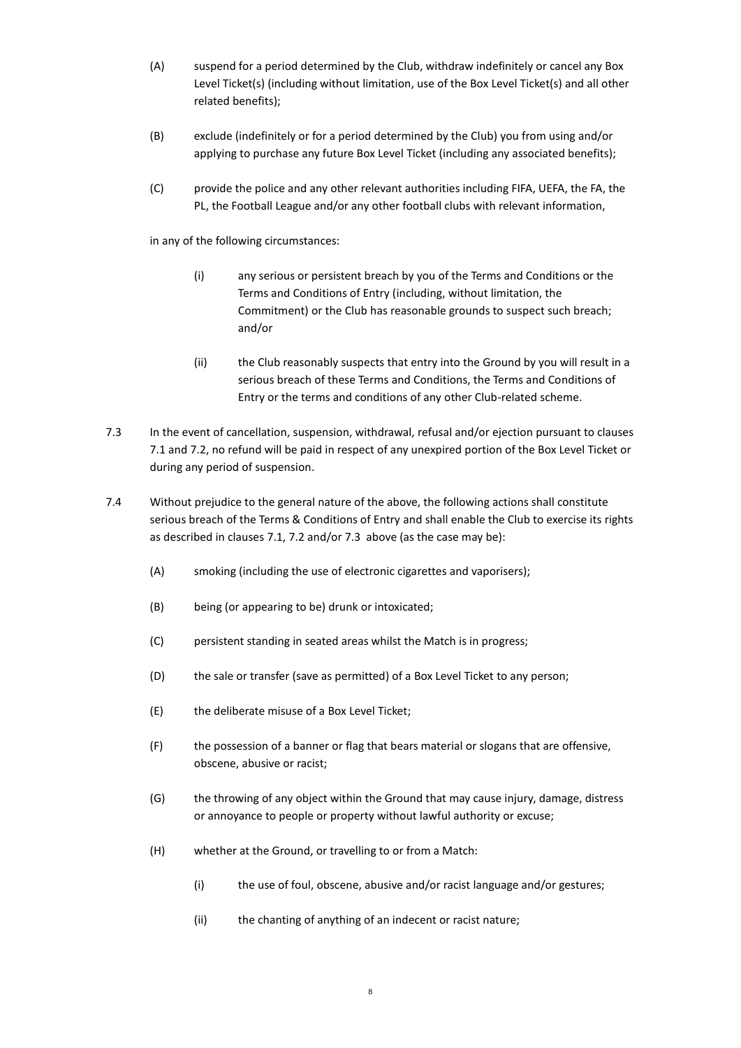(A) suspend for a period determined by the Club, withdraw indefinitely or cancel any Box Level Ticket(s) (including without limitation, use of the Box Level Ticket(s) and all other related benefits);

(B) exclude (indefinitely or for a period determined by the Club) you from using and/or applying to purchase any future Box Level Ticket (including any associated benefits);

(C) provide the police and any other relevant authorities including FIFA, UEFA, the FA, the PL, the Football League and/or any other football clubs with relevant information,

in any of the following circumstances:

(i) any serious or persistent breach by you of the Terms and Conditions or the Terms and Conditions of Entry (including, without limitation, the Commitment) or the Club has reasonable grounds to suspect such breach; and/or

(ii) the Club reasonably suspects that entry into the Ground by you will result in a serious breach of these Terms and Conditions, the Terms and Conditions of Entry or the terms and conditions of any other Club-related scheme.

7.3 In the event of cancellation, suspension, withdrawal, refusal and/or ejection pursuant to clauses 7.1 and 7.2, no refund will be paid in respect of any unexpired portion of the Box Level Ticket or during any period of suspension.

7.4 Without prejudice to the general nature of the above, the following actions shall constitute serious breach of the Terms & Conditions of Entry and shall enable the Club to exercise its rights as described in clauses 7.1, 7.2 and/or 7.3 above (as the case may be):

(A) smoking (including the use of electronic cigarettes and vaporisers);

(B) being (or appearing to be) drunk or intoxicated;

(C) persistent standing in seated areas whilst the Match is in progress;

(D) the sale or transfer (save as permitted) of a Box Level Ticket to any person;

(E) the deliberate misuse of a Box Level Ticket;

(F) the possession of a banner or flag that bears material or slogans that are offensive, obscene, abusive or racist;

(G) the throwing of any object within the Ground that may cause injury, damage, distress or annoyance to people or property without lawful authority or excuse;

(H) whether at the Ground, or travelling to or from a Match:

(i) the use of foul, obscene, abusive and/or racist language and/or gestures;

(ii) the chanting of anything of an indecent or racist nature;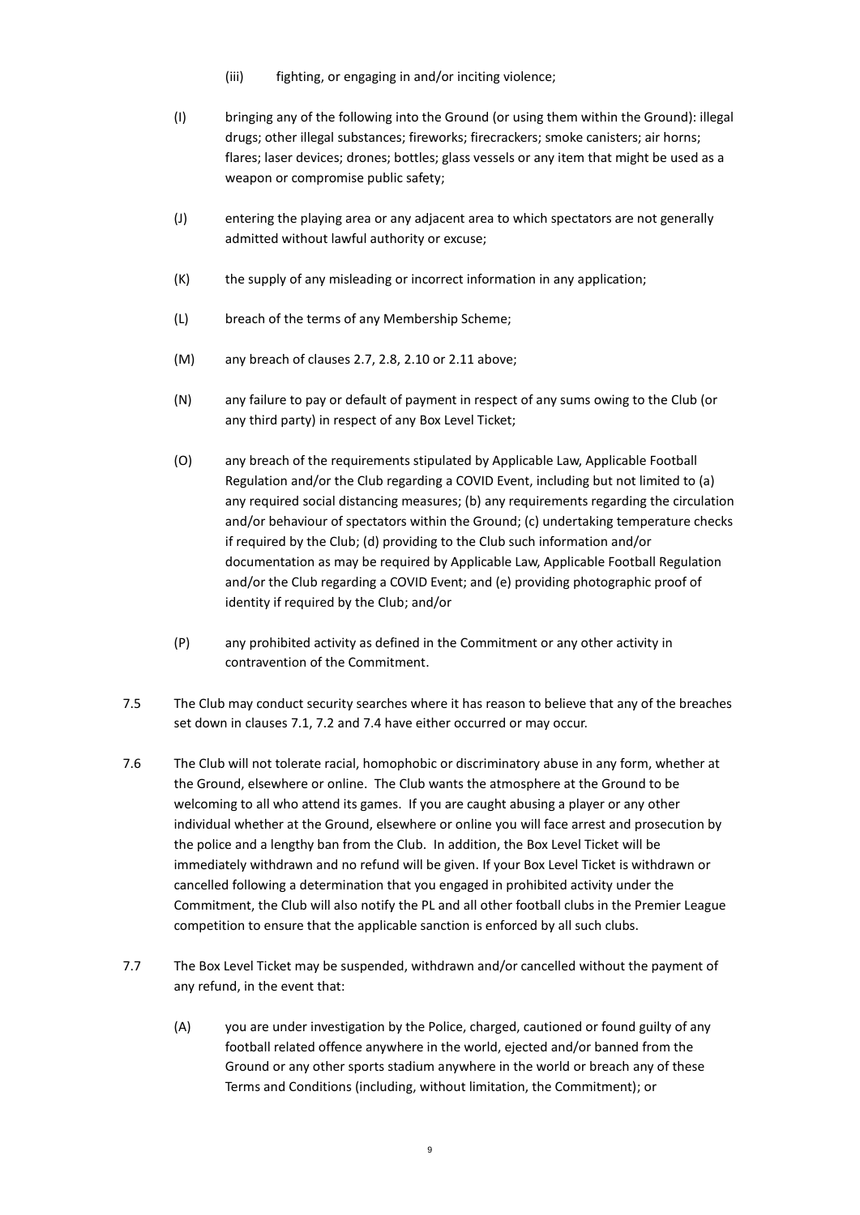(iii) fighting, or engaging in and/or inciting violence;

(I) bringing any of the following into the Ground (or using them within the Ground): illegal drugs; other illegal substances; fireworks; firecrackers; smoke canisters; air horns; flares; laser devices; drones; bottles; glass vessels or any item that might be used as a weapon or compromise public safety;

(J) entering the playing area or any adjacent area to which spectators are not generally admitted without lawful authority or excuse;

(K) the supply of any misleading or incorrect information in any application;

(L) breach of the terms of any Membership Scheme;

(M) any breach of clauses 2.7, 2.8, 2.10 or 2.11 above;

(N) any failure to pay or default of payment in respect of any sums owing to the Club (or any third party) in respect of any Box Level Ticket;

(O) any breach of the requirements stipulated by Applicable Law, Applicable Football Regulation and/or the Club regarding a COVID Event, including but not limited to (a) any required social distancing measures; (b) any requirements regarding the circulation and/or behaviour of spectators within the Ground; (c) undertaking temperature checks if required by the Club; (d) providing to the Club such information and/or documentation as may be required by Applicable Law, Applicable Football Regulation and/or the Club regarding a COVID Event; and (e) providing photographic proof of identity if required by the Club; and/or

(P) any prohibited activity as defined in the Commitment or any other activity in contravention of the Commitment.

7.5 The Club may conduct security searches where it has reason to believe that any of the breaches set down in clauses 7.1, 7.2 and 7.4 have either occurred or may occur.

7.6 The Club will not tolerate racial, homophobic or discriminatory abuse in any form, whether at the Ground, elsewhere or online. The Club wants the atmosphere at the Ground to be welcoming to all who attend its games. If you are caught abusing a player or any other individual whether at the Ground, elsewhere or online you will face arrest and prosecution by the police and a lengthy ban from the Club. In addition, the Box Level Ticket will be immediately withdrawn and no refund will be given. If your Box Level Ticket is withdrawn or cancelled following a determination that you engaged in prohibited activity under the Commitment, the Club will also notify the PL and all other football clubs in the Premier League competition to ensure that the applicable sanction is enforced by all such clubs.

7.7 The Box Level Ticket may be suspended, withdrawn and/or cancelled without the payment of any refund, in the event that:

(A) you are under investigation by the Police, charged, cautioned or found guilty of any football related offence anywhere in the world, ejected and/or banned from the Ground or any other sports stadium anywhere in the world or breach any of these Terms and Conditions (including, without limitation, the Commitment); or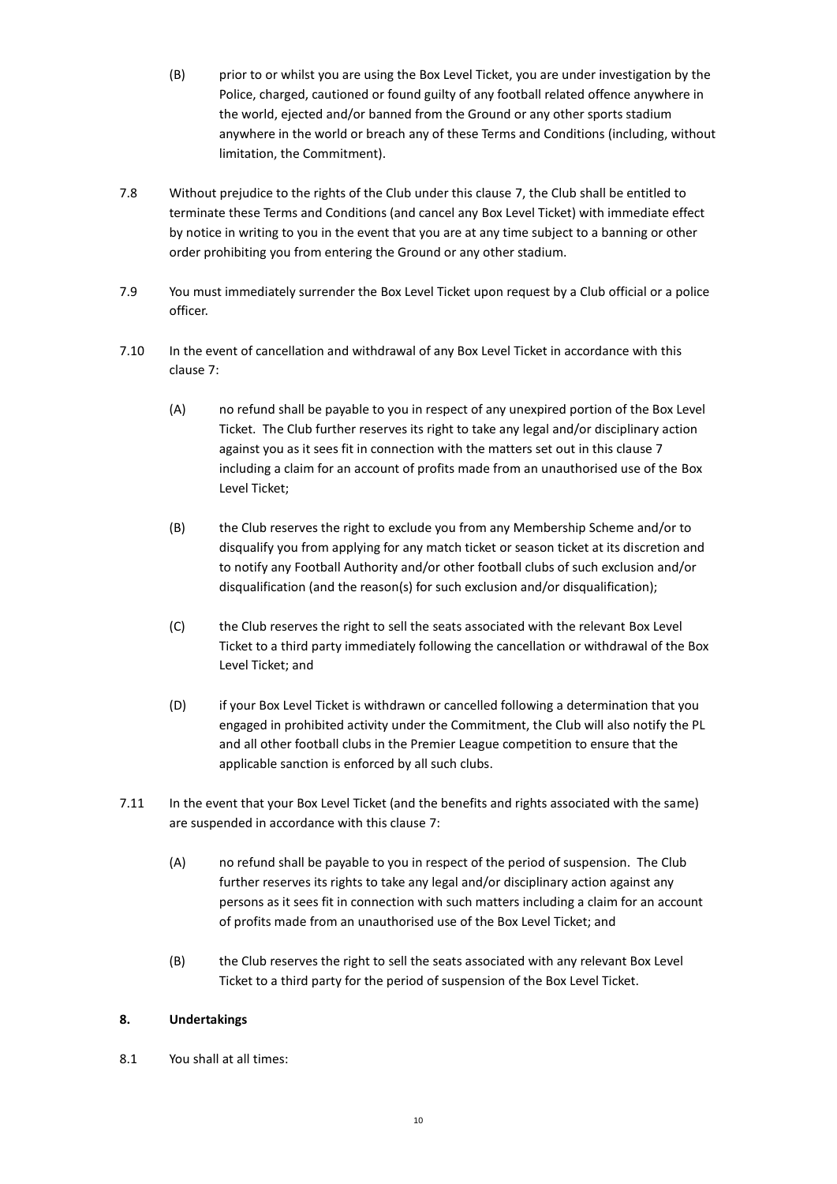(B) prior to or whilst you are using the Box Level Ticket, you are under investigation by the Police, charged, cautioned or found guilty of any football related offence anywhere in the world, ejected and/or banned from the Ground or any other sports stadium anywhere in the world or breach any of these Terms and Conditions (including, without limitation, the Commitment).

7.8 Without prejudice to the rights of the Club under this clause 7, the Club shall be entitled to terminate these Terms and Conditions (and cancel any Box Level Ticket) with immediate effect by notice in writing to you in the event that you are at any time subject to a banning or other order prohibiting you from entering the Ground or any other stadium.

7.9 You must immediately surrender the Box Level Ticket upon request by a Club official or a police officer.

7.10 In the event of cancellation and withdrawal of any Box Level Ticket in accordance with this clause 7:

(A) no refund shall be payable to you in respect of any unexpired portion of the Box Level Ticket. The Club further reserves its right to take any legal and/or disciplinary action against you as it sees fit in connection with the matters set out in this clause 7 including a claim for an account of profits made from an unauthorised use of the Box Level Ticket;

(B) the Club reserves the right to exclude you from any Membership Scheme and/or to disqualify you from applying for any match ticket or season ticket at its discretion and to notify any Football Authority and/or other football clubs of such exclusion and/or disqualification (and the reason(s) for such exclusion and/or disqualification);

(C) the Club reserves the right to sell the seats associated with the relevant Box Level Ticket to a third party immediately following the cancellation or withdrawal of the Box Level Ticket; and

(D) if your Box Level Ticket is withdrawn or cancelled following a determination that you engaged in prohibited activity under the Commitment, the Club will also notify the PL and all other football clubs in the Premier League competition to ensure that the applicable sanction is enforced by all such clubs.

7.11 In the event that your Box Level Ticket (and the benefits and rights associated with the same) are suspended in accordance with this clause 7:

(A) no refund shall be payable to you in respect of the period of suspension. The Club further reserves its rights to take any legal and/or disciplinary action against any persons as it sees fit in connection with such matters including a claim for an account of profits made from an unauthorised use of the Box Level Ticket; and

(B) the Club reserves the right to sell the seats associated with any relevant Box Level Ticket to a third party for the period of suspension of the Box Level Ticket.

**8. Undertakings**

8.1 You shall at all times: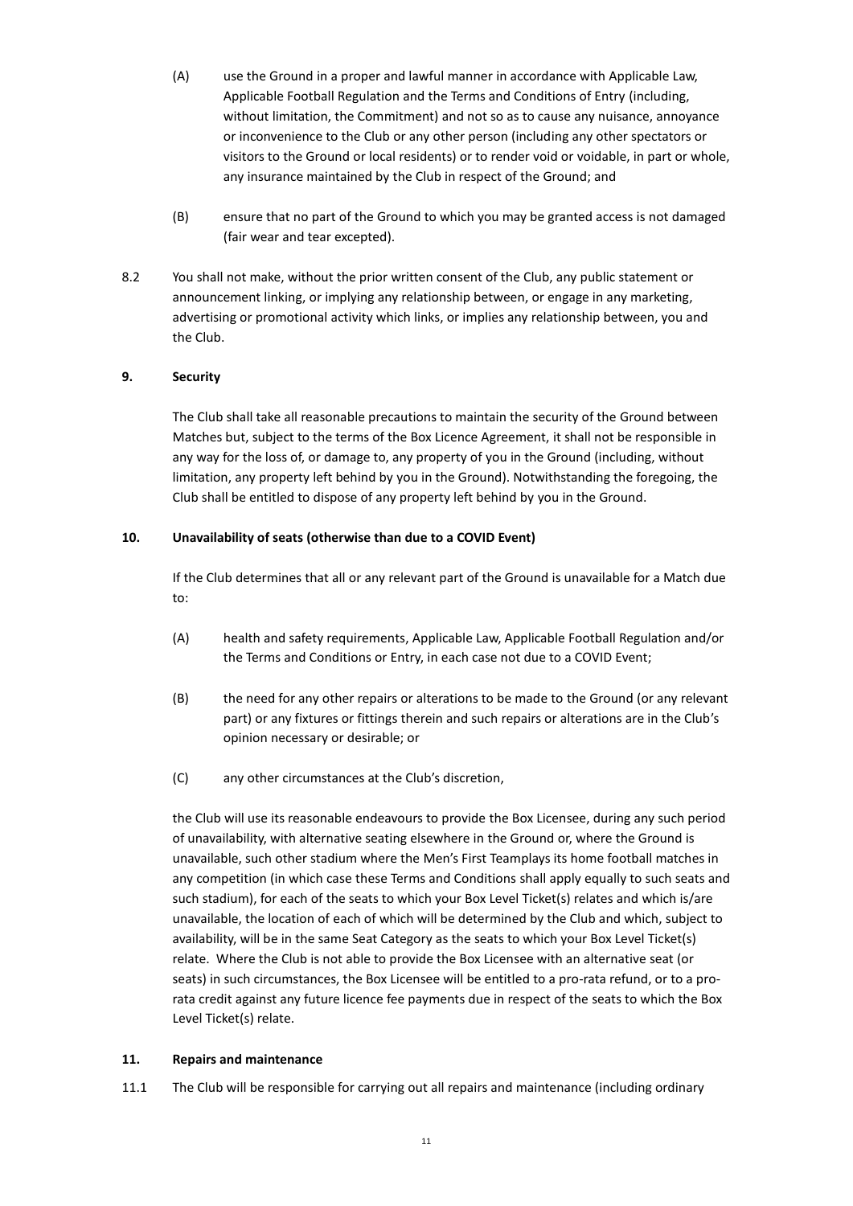(A) use the Ground in a proper and lawful manner in accordance with Applicable Law, Applicable Football Regulation and the Terms and Conditions of Entry (including, without limitation, the Commitment) and not so as to cause any nuisance, annoyance or inconvenience to the Club or any other person (including any other spectators or visitors to the Ground or local residents) or to render void or voidable, in part or whole, any insurance maintained by the Club in respect of the Ground; and

(B) ensure that no part of the Ground to which you may be granted access is not damaged (fair wear and tear excepted).

8.2 You shall not make, without the prior written consent of the Club, any public statement or announcement linking, or implying any relationship between, or engage in any marketing, advertising or promotional activity which links, or implies any relationship between, you and the Club.

## 9. Security

The Club shall take all reasonable precautions to maintain the security of the Ground between Matches but, subject to the terms of the Box Licence Agreement, it shall not be responsible in any way for the loss of, or damage to, any property of you in the Ground (including, without limitation, any property left behind by you in the Ground). Notwithstanding the foregoing, the Club shall be entitled to dispose of any property left behind by you in the Ground.

## 10. Unavailability of seats (otherwise than due to a COVID Event)

If the Club determines that all or any relevant part of the Ground is unavailable for a Match due to:

(A) health and safety requirements, Applicable Law, Applicable Football Regulation and/or the Terms and Conditions or Entry, in each case not due to a COVID Event;

(B) the need for any other repairs or alterations to be made to the Ground (or any relevant part) or any fixtures or fittings therein and such repairs or alterations are in the Club's opinion necessary or desirable; or

(C) any other circumstances at the Club's discretion,

the Club will use its reasonable endeavours to provide the Box Licensee, during any such period of unavailability, with alternative seating elsewhere in the Ground or, where the Ground is unavailable, such other stadium where the Men's First Teamplays its home football matches in any competition (in which case these Terms and Conditions shall apply equally to such seats and such stadium), for each of the seats to which your Box Level Ticket(s) relates and which is/are unavailable, the location of each of which will be determined by the Club and which, subject to availability, will be in the same Seat Category as the seats to which your Box Level Ticket(s) relate. Where the Club is not able to provide the Box Licensee with an alternative seat (or seats) in such circumstances, the Box Licensee will be entitled to a pro-rata refund, or to a pro-rata credit against any future licence fee payments due in respect of the seats to which the Box Level Ticket(s) relate.

## 11. Repairs and maintenance

11.1 The Club will be responsible for carrying out all repairs and maintenance (including ordinary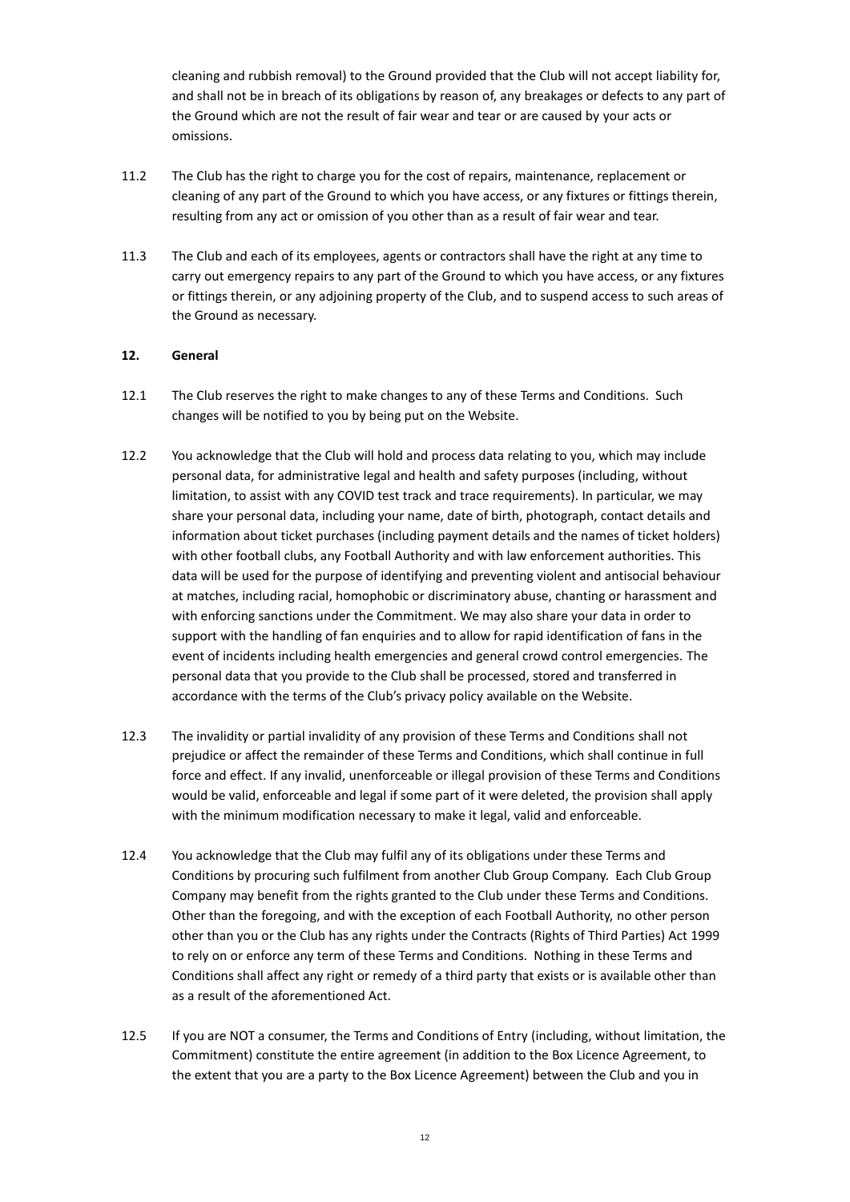cleaning and rubbish removal) to the Ground provided that the Club will not accept liability for, and shall not be in breach of its obligations by reason of, any breakages or defects to any part of the Ground which are not the result of fair wear and tear or are caused by your acts or omissions.

11.2 The Club has the right to charge you for the cost of repairs, maintenance, replacement or cleaning of any part of the Ground to which you have access, or any fixtures or fittings therein, resulting from any act or omission of you other than as a result of fair wear and tear.

11.3 The Club and each of its employees, agents or contractors shall have the right at any time to carry out emergency repairs to any part of the Ground to which you have access, or any fixtures or fittings therein, or any adjoining property of the Club, and to suspend access to such areas of the Ground as necessary.

**12. General**

12.1 The Club reserves the right to make changes to any of these Terms and Conditions. Such changes will be notified to you by being put on the Website.

12.2 You acknowledge that the Club will hold and process data relating to you, which may include personal data, for administrative legal and health and safety purposes (including, without limitation, to assist with any COVID test track and trace requirements). In particular, we may share your personal data, including your name, date of birth, photograph, contact details and information about ticket purchases (including payment details and the names of ticket holders) with other football clubs, any Football Authority and with law enforcement authorities. This data will be used for the purpose of identifying and preventing violent and antisocial behaviour at matches, including racial, homophobic or discriminatory abuse, chanting or harassment and with enforcing sanctions under the Commitment. We may also share your data in order to support with the handling of fan enquiries and to allow for rapid identification of fans in the event of incidents including health emergencies and general crowd control emergencies. The personal data that you provide to the Club shall be processed, stored and transferred in accordance with the terms of the Club's privacy policy available on the Website.

12.3 The invalidity or partial invalidity of any provision of these Terms and Conditions shall not prejudice or affect the remainder of these Terms and Conditions, which shall continue in full force and effect. If any invalid, unenforceable or illegal provision of these Terms and Conditions would be valid, enforceable and legal if some part of it were deleted, the provision shall apply with the minimum modification necessary to make it legal, valid and enforceable.

12.4 You acknowledge that the Club may fulfil any of its obligations under these Terms and Conditions by procuring such fulfilment from another Club Group Company. Each Club Group Company may benefit from the rights granted to the Club under these Terms and Conditions. Other than the foregoing, and with the exception of each Football Authority, no other person other than you or the Club has any rights under the Contracts (Rights of Third Parties) Act 1999 to rely on or enforce any term of these Terms and Conditions. Nothing in these Terms and Conditions shall affect any right or remedy of a third party that exists or is available other than as a result of the aforementioned Act.

12.5 If you are NOT a consumer, the Terms and Conditions of Entry (including, without limitation, the Commitment) constitute the entire agreement (in addition to the Box Licence Agreement, to the extent that you are a party to the Box Licence Agreement) between the Club and you in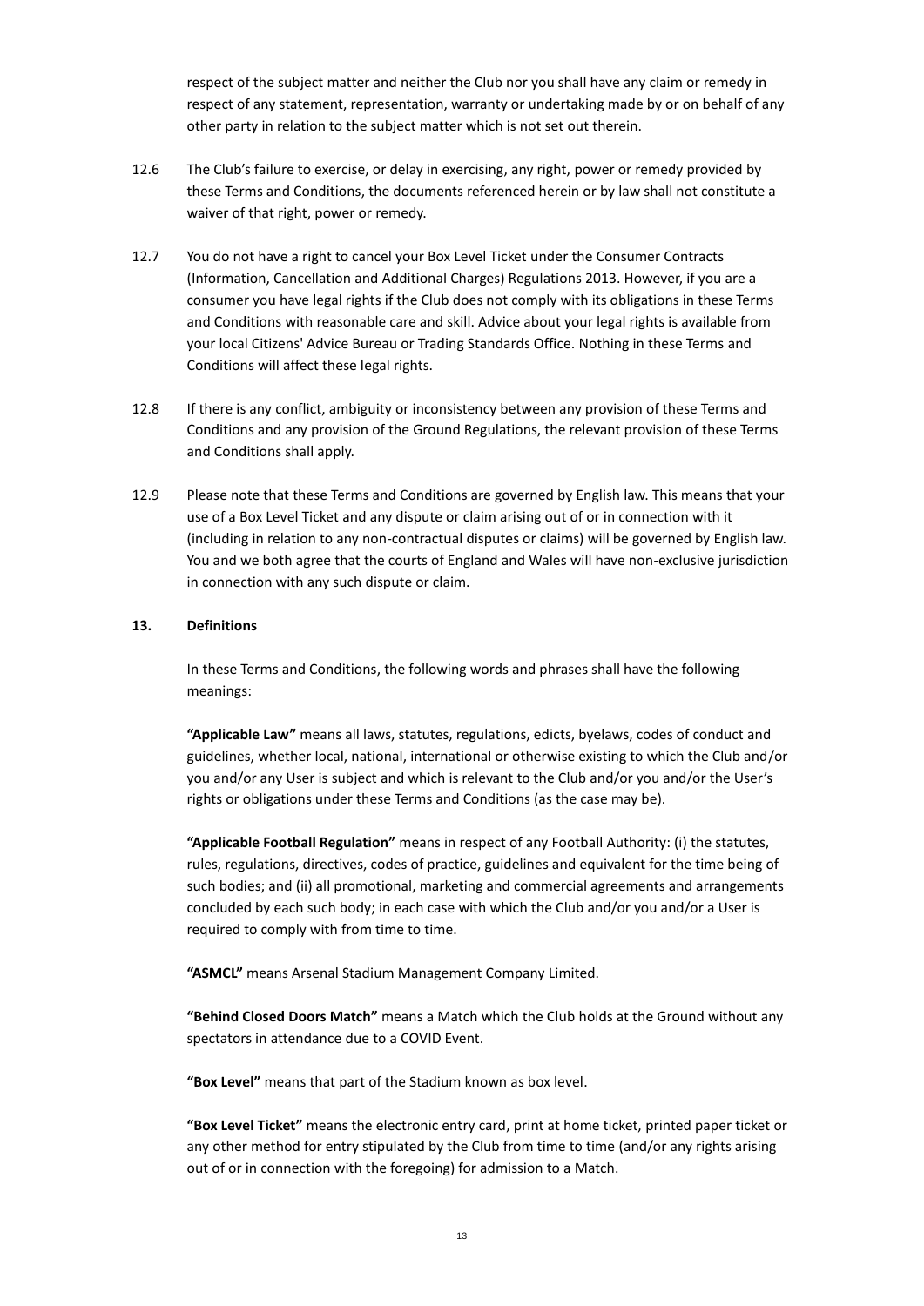respect of the subject matter and neither the Club nor you shall have any claim or remedy in respect of any statement, representation, warranty or undertaking made by or on behalf of any other party in relation to the subject matter which is not set out therein.

12.6 The Club's failure to exercise, or delay in exercising, any right, power or remedy provided by these Terms and Conditions, the documents referenced herein or by law shall not constitute a waiver of that right, power or remedy.

12.7 You do not have a right to cancel your Box Level Ticket under the Consumer Contracts (Information, Cancellation and Additional Charges) Regulations 2013. However, if you are a consumer you have legal rights if the Club does not comply with its obligations in these Terms and Conditions with reasonable care and skill. Advice about your legal rights is available from your local Citizens' Advice Bureau or Trading Standards Office. Nothing in these Terms and Conditions will affect these legal rights.

12.8 If there is any conflict, ambiguity or inconsistency between any provision of these Terms and Conditions and any provision of the Ground Regulations, the relevant provision of these Terms and Conditions shall apply.

12.9 Please note that these Terms and Conditions are governed by English law. This means that your use of a Box Level Ticket and any dispute or claim arising out of or in connection with it (including in relation to any non-contractual disputes or claims) will be governed by English law. You and we both agree that the courts of England and Wales will have non-exclusive jurisdiction in connection with any such dispute or claim.

**13. Definitions**

In these Terms and Conditions, the following words and phrases shall have the following meanings:

**"Applicable Law"** means all laws, statutes, regulations, edicts, byelaws, codes of conduct and guidelines, whether local, national, international or otherwise existing to which the Club and/or you and/or any User is subject and which is relevant to the Club and/or you and/or the User's rights or obligations under these Terms and Conditions (as the case may be).

**"Applicable Football Regulation"** means in respect of any Football Authority: (i) the statutes, rules, regulations, directives, codes of practice, guidelines and equivalent for the time being of such bodies; and (ii) all promotional, marketing and commercial agreements and arrangements concluded by each such body; in each case with which the Club and/or you and/or a User is required to comply with from time to time.

**"ASMCL"** means Arsenal Stadium Management Company Limited.

**"Behind Closed Doors Match"** means a Match which the Club holds at the Ground without any spectators in attendance due to a COVID Event.

**"Box Level"** means that part of the Stadium known as box level.

**"Box Level Ticket"** means the electronic entry card, print at home ticket, printed paper ticket or any other method for entry stipulated by the Club from time to time (and/or any rights arising out of or in connection with the foregoing) for admission to a Match.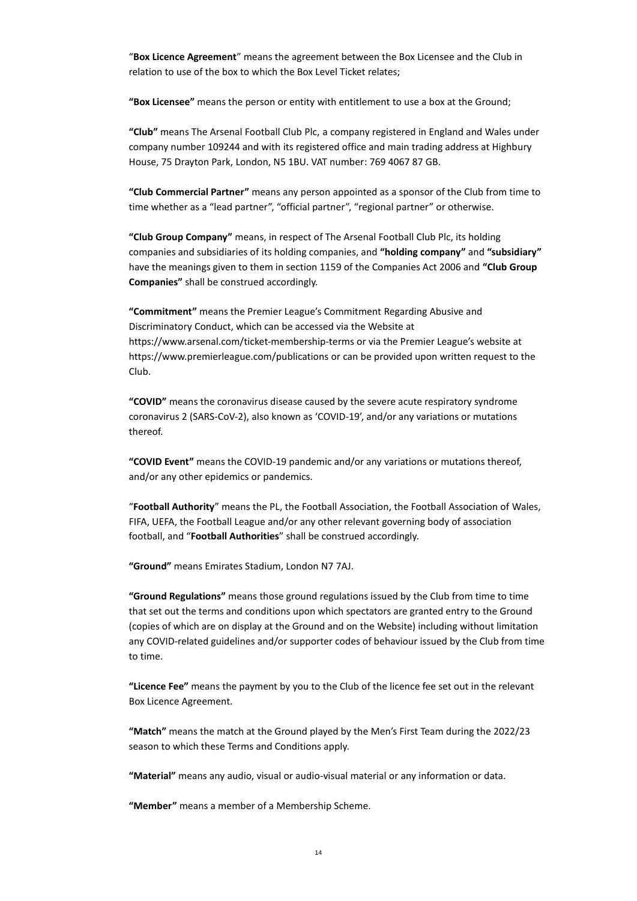"**Box Licence Agreement**" means the agreement between the Box Licensee and the Club in relation to use of the box to which the Box Level Ticket relates;

**"Box Licensee"** means the person or entity with entitlement to use a box at the Ground;

**"Club"** means The Arsenal Football Club Plc, a company registered in England and Wales under company number 109244 and with its registered office and main trading address at Highbury House, 75 Drayton Park, London, N5 1BU. VAT number: 769 4067 87 GB.

**"Club Commercial Partner"** means any person appointed as a sponsor of the Club from time to time whether as a "lead partner", "official partner", "regional partner" or otherwise.

**"Club Group Company"** means, in respect of The Arsenal Football Club Plc, its holding companies and subsidiaries of its holding companies, and **"holding company"** and **"subsidiary"** have the meanings given to them in section 1159 of the Companies Act 2006 and **"Club Group Companies"** shall be construed accordingly.

**"Commitment"** means the Premier League's Commitment Regarding Abusive and Discriminatory Conduct, which can be accessed via the Website at https://www.arsenal.com/ticket-membership-terms or via the Premier League's website at https://www.premierleague.com/publications or can be provided upon written request to the Club.

**"COVID"** means the coronavirus disease caused by the severe acute respiratory syndrome coronavirus 2 (SARS-CoV-2), also known as 'COVID-19', and/or any variations or mutations thereof.

**"COVID Event"** means the COVID-19 pandemic and/or any variations or mutations thereof, and/or any other epidemics or pandemics.

"**Football Authority**" means the PL, the Football Association, the Football Association of Wales, FIFA, UEFA, the Football League and/or any other relevant governing body of association football, and "**Football Authorities**" shall be construed accordingly.

**"Ground"** means Emirates Stadium, London N7 7AJ.

**"Ground Regulations"** means those ground regulations issued by the Club from time to time that set out the terms and conditions upon which spectators are granted entry to the Ground (copies of which are on display at the Ground and on the Website) including without limitation any COVID-related guidelines and/or supporter codes of behaviour issued by the Club from time to time.

**"Licence Fee"** means the payment by you to the Club of the licence fee set out in the relevant Box Licence Agreement.

**"Match"** means the match at the Ground played by the Men's First Team during the 2022/23 season to which these Terms and Conditions apply.

**"Material"** means any audio, visual or audio-visual material or any information or data.

**"Member"** means a member of a Membership Scheme.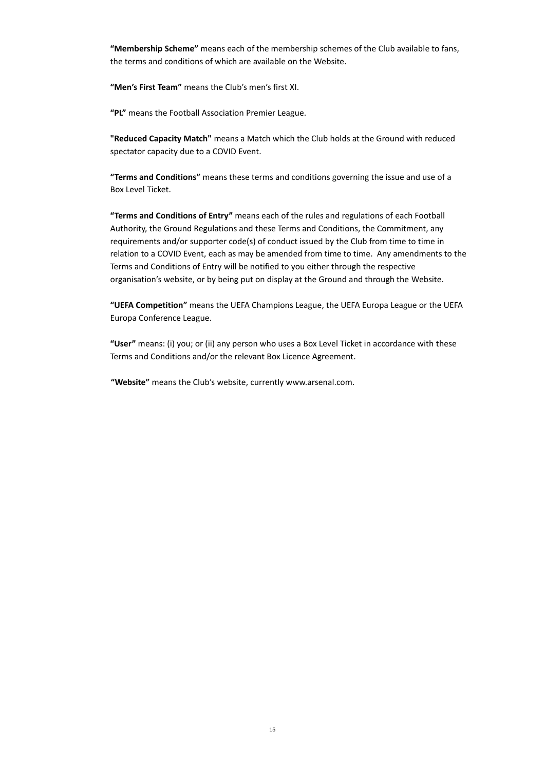**"Membership Scheme"** means each of the membership schemes of the Club available to fans, the terms and conditions of which are available on the Website.

**"Men's First Team"** means the Club's men's first XI.

**"PL"** means the Football Association Premier League.

**"Reduced Capacity Match"** means a Match which the Club holds at the Ground with reduced spectator capacity due to a COVID Event.

**"Terms and Conditions"** means these terms and conditions governing the issue and use of a Box Level Ticket.

**"Terms and Conditions of Entry"** means each of the rules and regulations of each Football Authority, the Ground Regulations and these Terms and Conditions, the Commitment, any requirements and/or supporter code(s) of conduct issued by the Club from time to time in relation to a COVID Event, each as may be amended from time to time. Any amendments to the Terms and Conditions of Entry will be notified to you either through the respective organisation's website, or by being put on display at the Ground and through the Website.

**"UEFA Competition"** means the UEFA Champions League, the UEFA Europa League or the UEFA Europa Conference League.

**"User"** means: (i) you; or (ii) any person who uses a Box Level Ticket in accordance with these Terms and Conditions and/or the relevant Box Licence Agreement.

**"Website"** means the Club's website, currently www.arsenal.com.